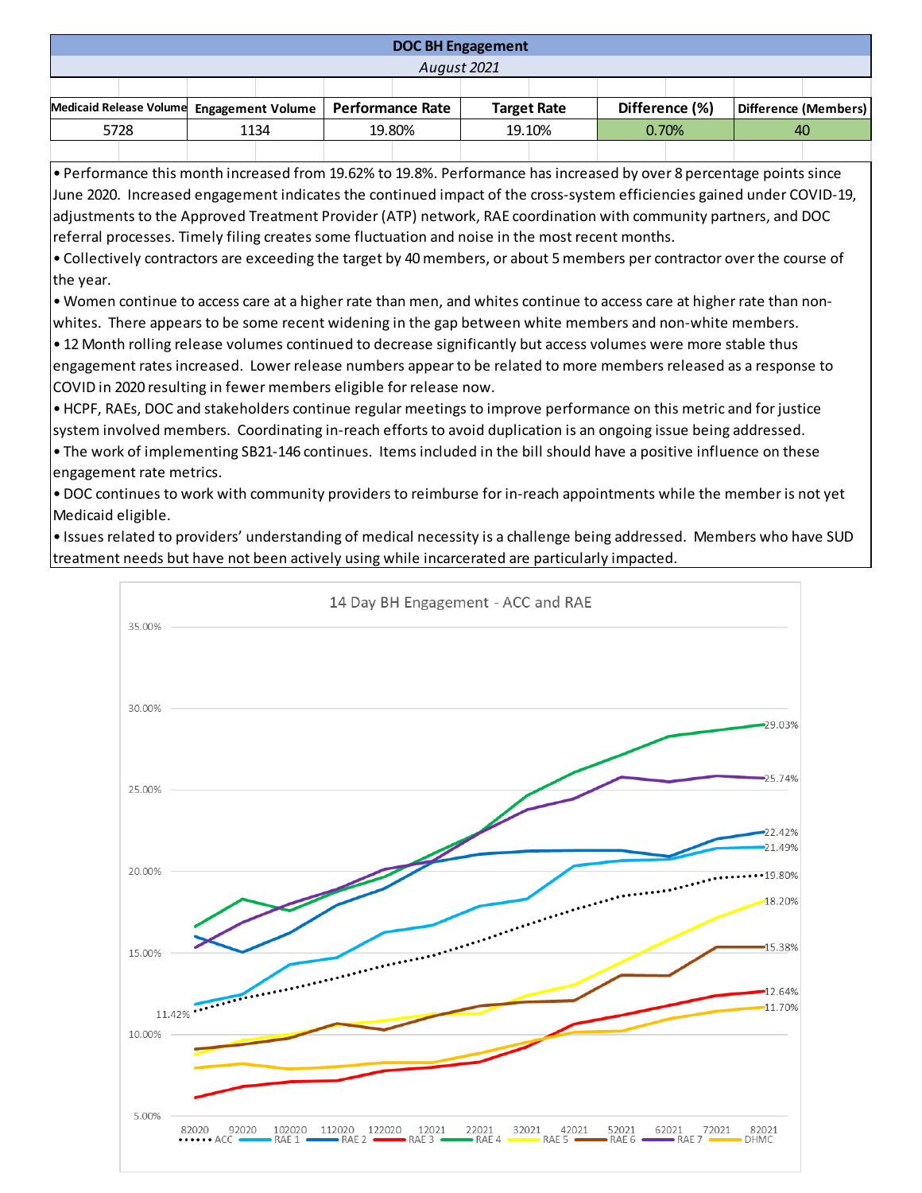# DOC BH Engagement

*August 2021*

| Medicaid Release Volume | Engagement Volume | Performance Rate | Target Rate | Difference (%) | Difference (Members) |
|---|---|---|---|---|---|
| 5728 | 1134 | 19.80% | 19.10% | 0.70% | 40 |

- Performance this month increased from 19.62% to 19.8%. Performance has increased by over 8 percentage points since June 2020. Increased engagement indicates the continued impact of the cross-system efficiencies gained under COVID-19, adjustments to the Approved Treatment Provider (ATP) network, RAE coordination with community partners, and DOC referral processes. Timely filing creates some fluctuation and noise in the most recent months.
- Collectively contractors are exceeding the target by 40 members, or about 5 members per contractor over the course of the year.
- Women continue to access care at a higher rate than men, and whites continue to access care at higher rate than non-whites. There appears to be some recent widening in the gap between white members and non-white members.
- 12 Month rolling release volumes continued to decrease significantly but access volumes were more stable thus engagement rates increased. Lower release numbers appear to be related to more members released as a response to COVID in 2020 resulting in fewer members eligible for release now.
- HCPF, RAEs, DOC and stakeholders continue regular meetings to improve performance on this metric and for justice system involved members. Coordinating in-reach efforts to avoid duplication is an ongoing issue being addressed.
- The work of implementing SB21-146 continues. Items included in the bill should have a positive influence on these engagement rate metrics.
- DOC continues to work with community providers to reimburse for in-reach appointments while the member is not yet Medicaid eligible.
- Issues related to providers' understanding of medical necessity is a challenge being addressed. Members who have SUD treatment needs but have not been actively using while incarcerated are particularly impacted.

14 Day BH Engagement - ACC and RAE

| Series | 82020 | 82021 |
|---|---|---|
| ACC | 11.42% | 19.80% |
| RAE 1 | | 21.49% |
| RAE 2 | | 22.42% |
| RAE 3 | | 12.64% |
| RAE 4 | | 29.03% |
| RAE 5 | | 18.20% |
| RAE 6 | | 15.38% |
| RAE 7 | | 25.74% |
| DHMC | | 11.70% |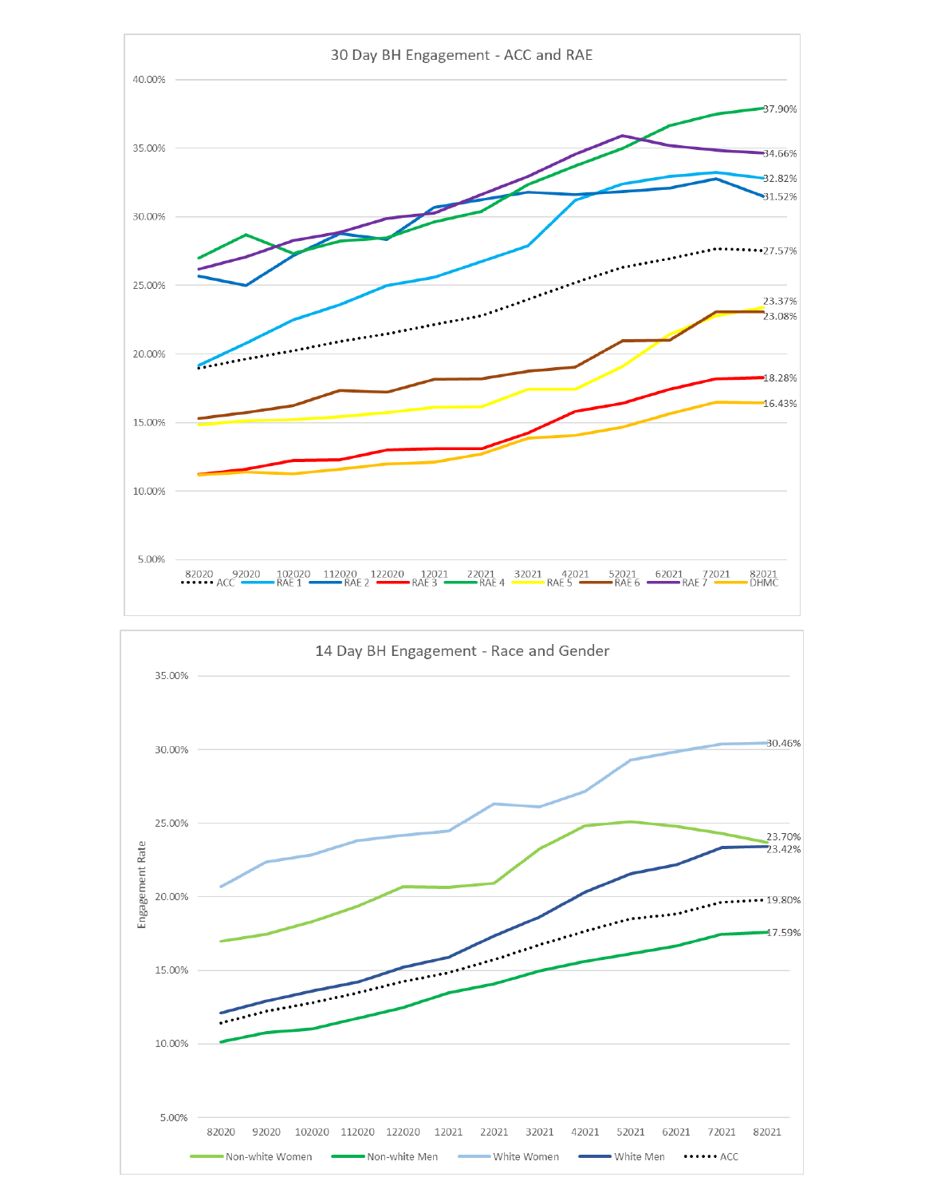## 30 Day BH Engagement - ACC and RAE

| Series | 82020 | 92020 | 102020 | 112020 | 122020 | 12021 | 22021 | 32021 | 42021 | 52021 | 62021 | 72021 | 82021 |
|---|---|---|---|---|---|---|---|---|---|---|---|---|---|
| RAE 4 | | | | | | | | | | | | | 37.90% |
| RAE 7 | | | | | | | | | | | | | 34.66% |
| RAE 1 | | | | | | | | | | | | | 32.82% |
| RAE 2 | | | | | | | | | | | | | 31.52% |
| ACC | | | | | | | | | | | | | 27.57% |
| RAE 5 | | | | | | | | | | | | | 23.37% |
| RAE 6 | | | | | | | | | | | | | 23.08% |
| RAE 3 | | | | | | | | | | | | | 18.28% |
| DHMC | | | | | | | | | | | | | 16.43% |

## 14 Day BH Engagement - Race and Gender

| Series | 82020 | 92020 | 102020 | 112020 | 122020 | 12021 | 22021 | 32021 | 42021 | 52021 | 62021 | 72021 | 82021 |
|---|---|---|---|---|---|---|---|---|---|---|---|---|---|
| White Women | | | | | | | | | | | | | 30.46% |
| Non-white Women | | | | | | | | | | | | | 23.70% |
| White Men | | | | | | | | | | | | | 23.42% |
| ACC | | | | | | | | | | | | | 19.80% |
| Non-white Men | | | | | | | | | | | | | 17.59% |

Engagement Rate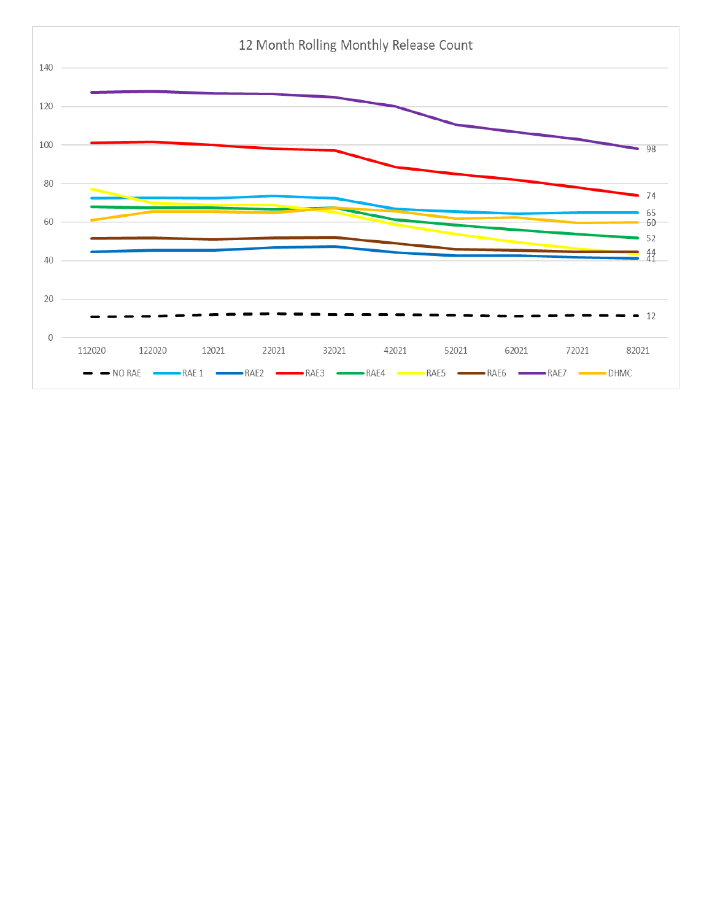12 Month Rolling Monthly Release Count

140
120
100
80
60
40
20
0

112020 122020 12021 22021 32021 42021 52021 62021 72021 82021

98
74
65
60
52
44
41
12

NO RAE, RAE 1, RAE2, RAE3, RAE4, RAE5, RAE6, RAE7, DHMC